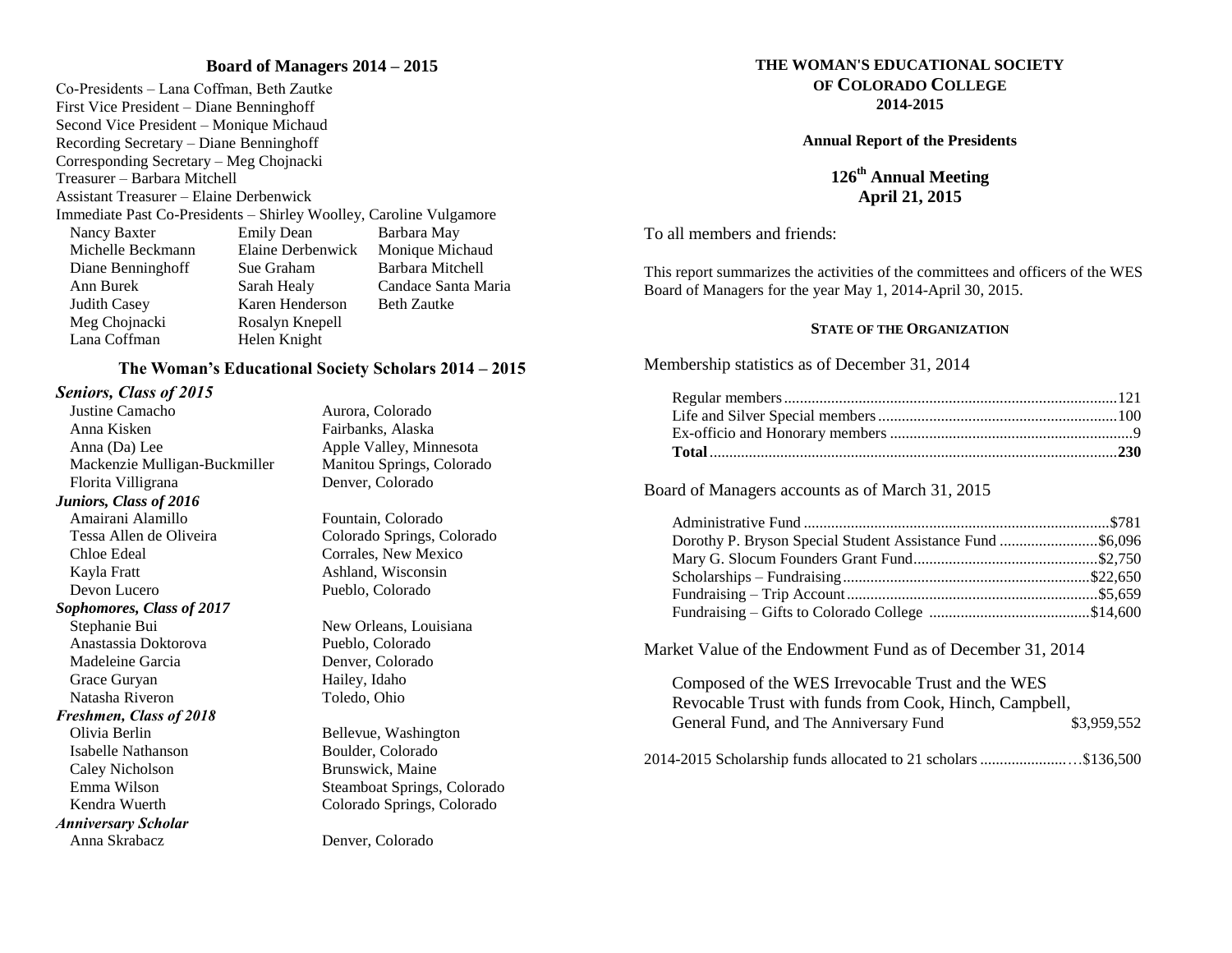## Board of Managers 2014 – 2015

Co-Presidents – Lana Coffman, Beth Zautke
First Vice President – Diane Benninghoff
Second Vice President – Monique Michaud
Recording Secretary – Diane Benninghoff
Corresponding Secretary – Meg Chojnacki
Treasurer – Barbara Mitchell
Assistant Treasurer – Elaine Derbenwick
Immediate Past Co-Presidents – Shirley Woolley, Caroline Vulgamore

| | | |
|---|---|---|
| Nancy Baxter | Emily Dean | Barbara May |
| Michelle Beckmann | Elaine Derbenwick | Monique Michaud |
| Diane Benninghoff | Sue Graham | Barbara Mitchell |
| Ann Burek | Sarah Healy | Candace Santa Maria |
| Judith Casey | Karen Henderson | Beth Zautke |
| Meg Chojnacki | Rosalyn Knepell | |
| Lana Coffman | Helen Knight | |

## The Woman's Educational Society Scholars 2014 – 2015

***Seniors, Class of 2015***

| | |
|---|---|
| Justine Camacho | Aurora, Colorado |
| Anna Kisken | Fairbanks, Alaska |
| Anna (Da) Lee | Apple Valley, Minnesota |
| Mackenzie Mulligan-Buckmiller | Manitou Springs, Colorado |
| Florita Villigrana | Denver, Colorado |

***Juniors, Class of 2016***

| | |
|---|---|
| Amairani Alamillo | Fountain, Colorado |
| Tessa Allen de Oliveira | Colorado Springs, Colorado |
| Chloe Edeal | Corrales, New Mexico |
| Kayla Fratt | Ashland, Wisconsin |
| Devon Lucero | Pueblo, Colorado |

***Sophomores, Class of 2017***

| | |
|---|---|
| Stephanie Bui | New Orleans, Louisiana |
| Anastassia Doktorova | Pueblo, Colorado |
| Madeleine Garcia | Denver, Colorado |
| Grace Guryan | Hailey, Idaho |
| Natasha Riveron | Toledo, Ohio |

***Freshmen, Class of 2018***

| | |
|---|---|
| Olivia Berlin | Bellevue, Washington |
| Isabelle Nathanson | Boulder, Colorado |
| Caley Nicholson | Brunswick, Maine |
| Emma Wilson | Steamboat Springs, Colorado |
| Kendra Wuerth | Colorado Springs, Colorado |

***Anniversary Scholar***

| | |
|---|---|
| Anna Skrabacz | Denver, Colorado |

# THE WOMAN'S EDUCATIONAL SOCIETY OF COLORADO COLLEGE 2014-2015

### Annual Report of the Presidents

### 126th Annual Meeting
### April 21, 2015

To all members and friends:

This report summarizes the activities of the committees and officers of the WES Board of Managers for the year May 1, 2014-April 30, 2015.

#### STATE OF THE ORGANIZATION

Membership statistics as of December 31, 2014

| | |
|---|---|
| Regular members | 121 |
| Life and Silver Special members | 100 |
| Ex-officio and Honorary members | 9 |
| **Total** | **230** |

Board of Managers accounts as of March 31, 2015

| | |
|---|---|
| Administrative Fund | $781 |
| Dorothy P. Bryson Special Student Assistance Fund | $6,096 |
| Mary G. Slocum Founders Grant Fund | $2,750 |
| Scholarships – Fundraising | $22,650 |
| Fundraising – Trip Account | $5,659 |
| Fundraising – Gifts to Colorado College | $14,600 |

Market Value of the Endowment Fund as of December 31, 2014

Composed of the WES Irrevocable Trust and the WES Revocable Trust with funds from Cook, Hinch, Campbell, General Fund, and The Anniversary Fund — $3,959,552

2014-2015 Scholarship funds allocated to 21 scholars — $136,500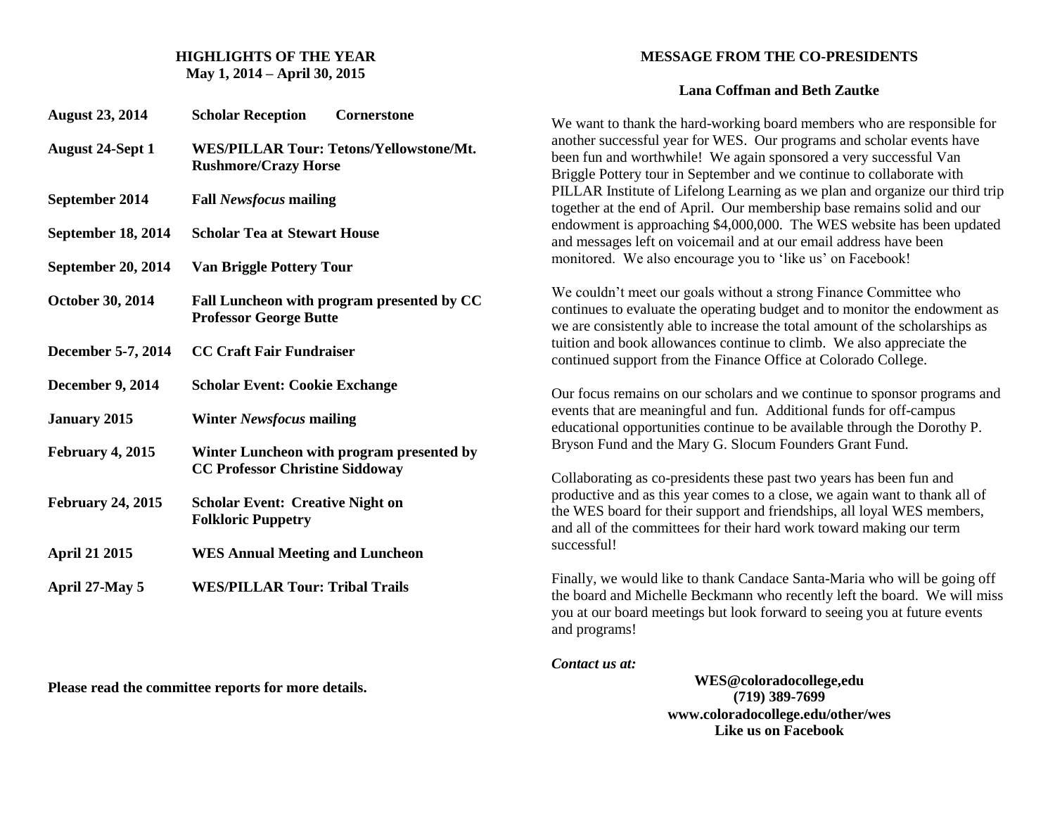## HIGHLIGHTS OF THE YEAR
**May 1, 2014 – April 30, 2015**

| | |
|---|---|
| **August 23, 2014** | **Scholar Reception Cornerstone** |
| **August 24-Sept 1** | **WES/PILLAR Tour: Tetons/Yellowstone/Mt. Rushmore/Crazy Horse** |
| **September 2014** | **Fall *Newsfocus* mailing** |
| **September 18, 2014** | **Scholar Tea at Stewart House** |
| **September 20, 2014** | **Van Briggle Pottery Tour** |
| **October 30, 2014** | **Fall Luncheon with program presented by CC Professor George Butte** |
| **December 5-7, 2014** | **CC Craft Fair Fundraiser** |
| **December 9, 2014** | **Scholar Event: Cookie Exchange** |
| **January 2015** | **Winter *Newsfocus* mailing** |
| **February 4, 2015** | **Winter Luncheon with program presented by CC Professor Christine Siddoway** |
| **February 24, 2015** | **Scholar Event: Creative Night on Folkloric Puppetry** |
| **April 21 2015** | **WES Annual Meeting and Luncheon** |
| **April 27-May 5** | **WES/PILLAR Tour: Tribal Trails** |

**Please read the committee reports for more details.**

## MESSAGE FROM THE CO-PRESIDENTS

**Lana Coffman and Beth Zautke**

We want to thank the hard-working board members who are responsible for another successful year for WES. Our programs and scholar events have been fun and worthwhile! We again sponsored a very successful Van Briggle Pottery tour in September and we continue to collaborate with PILLAR Institute of Lifelong Learning as we plan and organize our third trip together at the end of April. Our membership base remains solid and our endowment is approaching $4,000,000. The WES website has been updated and messages left on voicemail and at our email address have been monitored. We also encourage you to 'like us' on Facebook!

We couldn't meet our goals without a strong Finance Committee who continues to evaluate the operating budget and to monitor the endowment as we are consistently able to increase the total amount of the scholarships as tuition and book allowances continue to climb. We also appreciate the continued support from the Finance Office at Colorado College.

Our focus remains on our scholars and we continue to sponsor programs and events that are meaningful and fun. Additional funds for off-campus educational opportunities continue to be available through the Dorothy P. Bryson Fund and the Mary G. Slocum Founders Grant Fund.

Collaborating as co-presidents these past two years has been fun and productive and as this year comes to a close, we again want to thank all of the WES board for their support and friendships, all loyal WES members, and all of the committees for their hard work toward making our term successful!

Finally, we would like to thank Candace Santa-Maria who will be going off the board and Michelle Beckmann who recently left the board. We will miss you at our board meetings but look forward to seeing you at future events and programs!

***Contact us at:***

**WES@coloradocollege,edu**
**(719) 389-7699**
**www.coloradocollege.edu/other/wes**
**Like us on Facebook**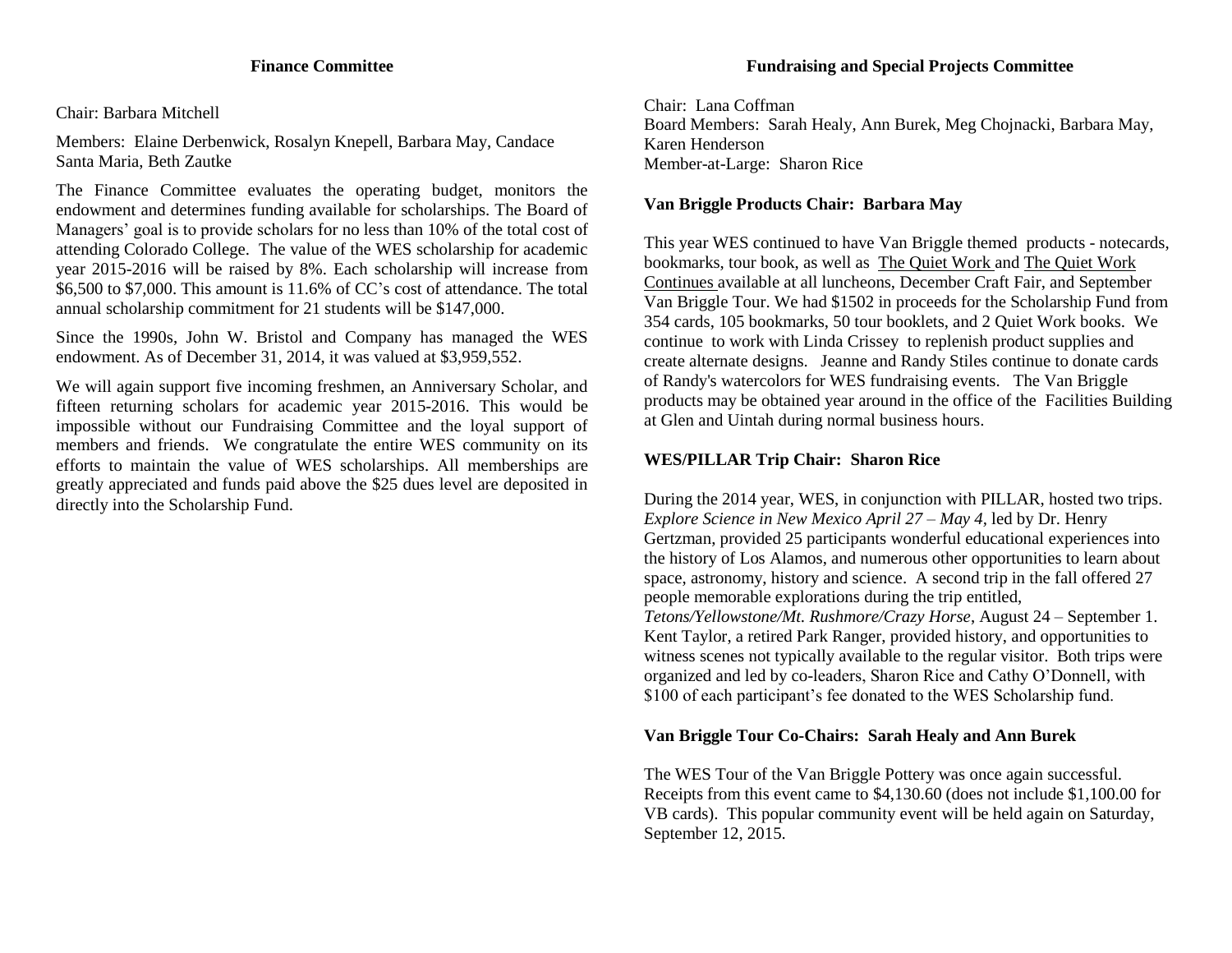## Finance Committee

Chair: Barbara Mitchell

Members: Elaine Derbenwick, Rosalyn Knepell, Barbara May, Candace Santa Maria, Beth Zautke

The Finance Committee evaluates the operating budget, monitors the endowment and determines funding available for scholarships. The Board of Managers' goal is to provide scholars for no less than 10% of the total cost of attending Colorado College. The value of the WES scholarship for academic year 2015-2016 will be raised by 8%. Each scholarship will increase from \$6,500 to \$7,000. This amount is 11.6% of CC's cost of attendance. The total annual scholarship commitment for 21 students will be \$147,000.

Since the 1990s, John W. Bristol and Company has managed the WES endowment. As of December 31, 2014, it was valued at \$3,959,552.

We will again support five incoming freshmen, an Anniversary Scholar, and fifteen returning scholars for academic year 2015-2016. This would be impossible without our Fundraising Committee and the loyal support of members and friends. We congratulate the entire WES community on its efforts to maintain the value of WES scholarships. All memberships are greatly appreciated and funds paid above the \$25 dues level are deposited in directly into the Scholarship Fund.

## Fundraising and Special Projects Committee

Chair: Lana Coffman
Board Members: Sarah Healy, Ann Burek, Meg Chojnacki, Barbara May, Karen Henderson
Member-at-Large: Sharon Rice

**Van Briggle Products Chair: Barbara May**

This year WES continued to have Van Briggle themed products - notecards, bookmarks, tour book, as well as The Quiet Work and The Quiet Work Continues available at all luncheons, December Craft Fair, and September Van Briggle Tour. We had \$1502 in proceeds for the Scholarship Fund from 354 cards, 105 bookmarks, 50 tour booklets, and 2 Quiet Work books. We continue to work with Linda Crissey to replenish product supplies and create alternate designs. Jeanne and Randy Stiles continue to donate cards of Randy's watercolors for WES fundraising events. The Van Briggle products may be obtained year around in the office of the Facilities Building at Glen and Uintah during normal business hours.

**WES/PILLAR Trip Chair: Sharon Rice**

During the 2014 year, WES, in conjunction with PILLAR, hosted two trips. *Explore Science in New Mexico April 27 – May 4*, led by Dr. Henry Gertzman, provided 25 participants wonderful educational experiences into the history of Los Alamos, and numerous other opportunities to learn about space, astronomy, history and science. A second trip in the fall offered 27 people memorable explorations during the trip entitled, *Tetons/Yellowstone/Mt. Rushmore/Crazy Horse*, August 24 – September 1. Kent Taylor, a retired Park Ranger, provided history, and opportunities to witness scenes not typically available to the regular visitor. Both trips were organized and led by co-leaders, Sharon Rice and Cathy O'Donnell, with \$100 of each participant's fee donated to the WES Scholarship fund.

**Van Briggle Tour Co-Chairs: Sarah Healy and Ann Burek**

The WES Tour of the Van Briggle Pottery was once again successful. Receipts from this event came to \$4,130.60 (does not include \$1,100.00 for VB cards). This popular community event will be held again on Saturday, September 12, 2015.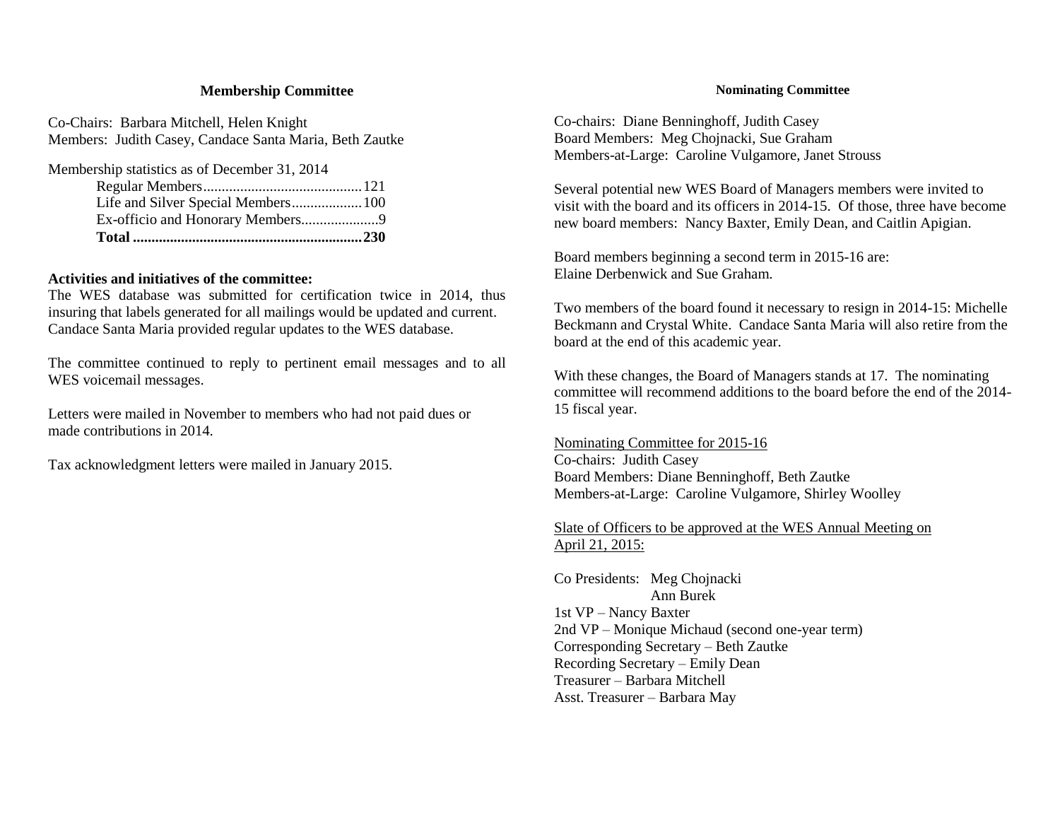## Membership Committee

Co-Chairs: Barbara Mitchell, Helen Knight
Members: Judith Casey, Candace Santa Maria, Beth Zautke

Membership statistics as of December 31, 2014

| | |
|---|---|
| Regular Members | 121 |
| Life and Silver Special Members | 100 |
| Ex-officio and Honorary Members | 9 |
| **Total** | **230** |

**Activities and initiatives of the committee:**
The WES database was submitted for certification twice in 2014, thus insuring that labels generated for all mailings would be updated and current. Candace Santa Maria provided regular updates to the WES database.

The committee continued to reply to pertinent email messages and to all WES voicemail messages.

Letters were mailed in November to members who had not paid dues or made contributions in 2014.

Tax acknowledgment letters were mailed in January 2015.

## Nominating Committee

Co-chairs: Diane Benninghoff, Judith Casey
Board Members: Meg Chojnacki, Sue Graham
Members-at-Large: Caroline Vulgamore, Janet Strouss

Several potential new WES Board of Managers members were invited to visit with the board and its officers in 2014-15. Of those, three have become new board members: Nancy Baxter, Emily Dean, and Caitlin Apigian.

Board members beginning a second term in 2015-16 are:
Elaine Derbenwick and Sue Graham.

Two members of the board found it necessary to resign in 2014-15: Michelle Beckmann and Crystal White. Candace Santa Maria will also retire from the board at the end of this academic year.

With these changes, the Board of Managers stands at 17. The nominating committee will recommend additions to the board before the end of the 2014-15 fiscal year.

Nominating Committee for 2015-16
Co-chairs: Judith Casey
Board Members: Diane Benninghoff, Beth Zautke
Members-at-Large: Caroline Vulgamore, Shirley Woolley

Slate of Officers to be approved at the WES Annual Meeting on April 21, 2015:

Co Presidents: Meg Chojnacki
Ann Burek
1st VP – Nancy Baxter
2nd VP – Monique Michaud (second one-year term)
Corresponding Secretary – Beth Zautke
Recording Secretary – Emily Dean
Treasurer – Barbara Mitchell
Asst. Treasurer – Barbara May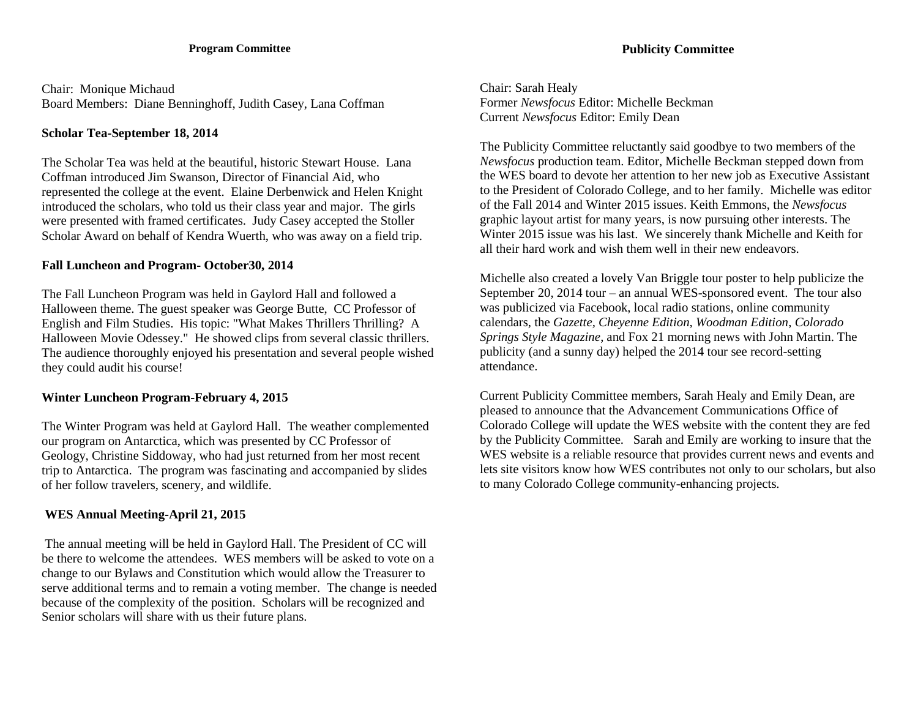## Program Committee

Chair: Monique Michaud
Board Members: Diane Benninghoff, Judith Casey, Lana Coffman

### Scholar Tea-September 18, 2014

The Scholar Tea was held at the beautiful, historic Stewart House. Lana Coffman introduced Jim Swanson, Director of Financial Aid, who represented the college at the event. Elaine Derbenwick and Helen Knight introduced the scholars, who told us their class year and major. The girls were presented with framed certificates. Judy Casey accepted the Stoller Scholar Award on behalf of Kendra Wuerth, who was away on a field trip.

### Fall Luncheon and Program- October30, 2014

The Fall Luncheon Program was held in Gaylord Hall and followed a Halloween theme. The guest speaker was George Butte, CC Professor of English and Film Studies. His topic: "What Makes Thrillers Thrilling? A Halloween Movie Odessey." He showed clips from several classic thrillers. The audience thoroughly enjoyed his presentation and several people wished they could audit his course!

### Winter Luncheon Program-February 4, 2015

The Winter Program was held at Gaylord Hall. The weather complemented our program on Antarctica, which was presented by CC Professor of Geology, Christine Siddoway, who had just returned from her most recent trip to Antarctica. The program was fascinating and accompanied by slides of her follow travelers, scenery, and wildlife.

### WES Annual Meeting-April 21, 2015

The annual meeting will be held in Gaylord Hall. The President of CC will be there to welcome the attendees. WES members will be asked to vote on a change to our Bylaws and Constitution which would allow the Treasurer to serve additional terms and to remain a voting member. The change is needed because of the complexity of the position. Scholars will be recognized and Senior scholars will share with us their future plans.

## Publicity Committee

Chair: Sarah Healy
Former *Newsfocus* Editor: Michelle Beckman
Current *Newsfocus* Editor: Emily Dean

The Publicity Committee reluctantly said goodbye to two members of the *Newsfocus* production team. Editor, Michelle Beckman stepped down from the WES board to devote her attention to her new job as Executive Assistant to the President of Colorado College, and to her family. Michelle was editor of the Fall 2014 and Winter 2015 issues. Keith Emmons, the *Newsfocus* graphic layout artist for many years, is now pursuing other interests. The Winter 2015 issue was his last. We sincerely thank Michelle and Keith for all their hard work and wish them well in their new endeavors.

Michelle also created a lovely Van Briggle tour poster to help publicize the September 20, 2014 tour – an annual WES-sponsored event. The tour also was publicized via Facebook, local radio stations, online community calendars, the *Gazette, Cheyenne Edition, Woodman Edition*, *Colorado Springs Style Magazine*, and Fox 21 morning news with John Martin. The publicity (and a sunny day) helped the 2014 tour see record-setting attendance.

Current Publicity Committee members, Sarah Healy and Emily Dean, are pleased to announce that the Advancement Communications Office of Colorado College will update the WES website with the content they are fed by the Publicity Committee. Sarah and Emily are working to insure that the WES website is a reliable resource that provides current news and events and lets site visitors know how WES contributes not only to our scholars, but also to many Colorado College community-enhancing projects.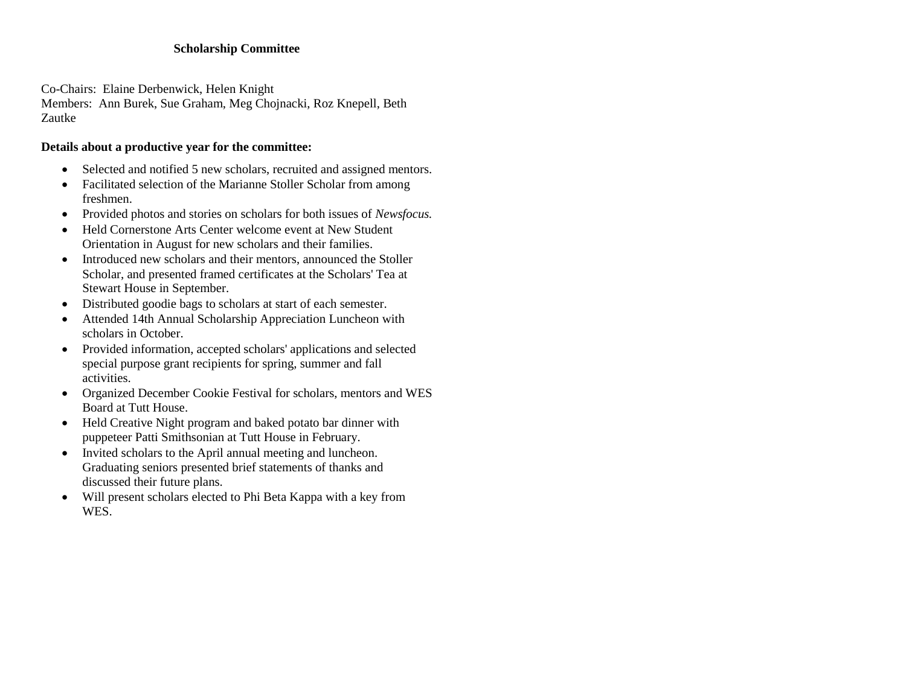## Scholarship Committee

Co-Chairs: Elaine Derbenwick, Helen Knight
Members: Ann Burek, Sue Graham, Meg Chojnacki, Roz Knepell, Beth Zautke

**Details about a productive year for the committee:**

- Selected and notified 5 new scholars, recruited and assigned mentors.
- Facilitated selection of the Marianne Stoller Scholar from among freshmen.
- Provided photos and stories on scholars for both issues of *Newsfocus.*
- Held Cornerstone Arts Center welcome event at New Student Orientation in August for new scholars and their families.
- Introduced new scholars and their mentors, announced the Stoller Scholar, and presented framed certificates at the Scholars' Tea at Stewart House in September.
- Distributed goodie bags to scholars at start of each semester.
- Attended 14th Annual Scholarship Appreciation Luncheon with scholars in October.
- Provided information, accepted scholars' applications and selected special purpose grant recipients for spring, summer and fall activities.
- Organized December Cookie Festival for scholars, mentors and WES Board at Tutt House.
- Held Creative Night program and baked potato bar dinner with puppeteer Patti Smithsonian at Tutt House in February.
- Invited scholars to the April annual meeting and luncheon. Graduating seniors presented brief statements of thanks and discussed their future plans.
- Will present scholars elected to Phi Beta Kappa with a key from WES.